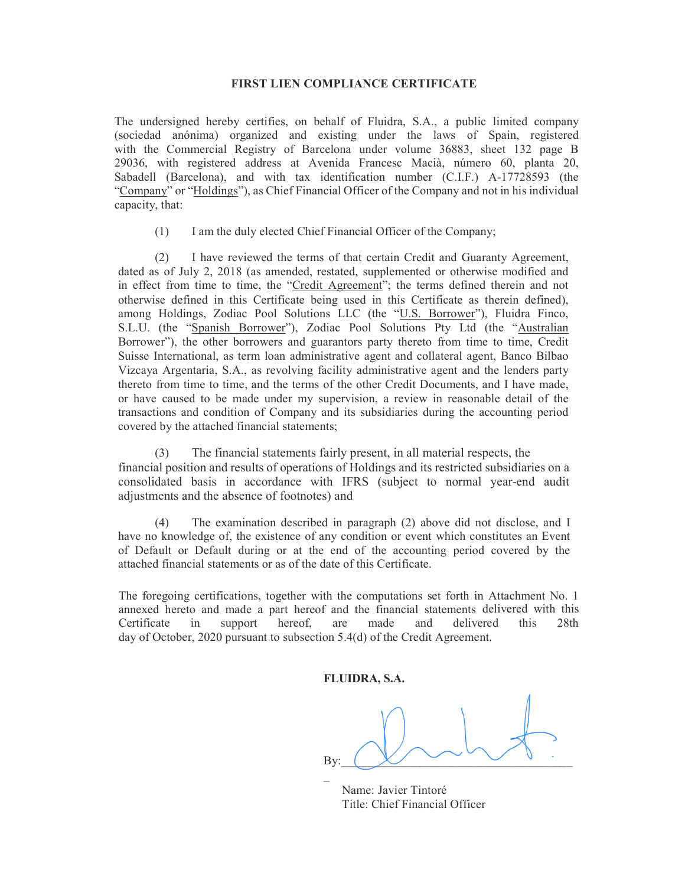**FIRST LIEN COMPLIANCE CERTIFICATE**

The undersigned hereby certifies, on behalf of Fluidra, S.A., a public limited company (sociedad anónima) organized and existing under the laws of Spain, registered with the Commercial Registry of Barcelona under volume 36883, sheet 132 page B 29036, with registered address at Avenida Francesc Macià, número 60, planta 20, Sabadell (Barcelona), and with tax identification number (C.I.F.) A-17728593 (the "Company" or "Holdings"), as Chief Financial Officer of the Company and not in his individual capacity, that:

(1) I am the duly elected Chief Financial Officer of the Company;

(2) I have reviewed the terms of that certain Credit and Guaranty Agreement, dated as of July 2, 2018 (as amended, restated, supplemented or otherwise modified and in effect from time to time, the "Credit Agreement"; the terms defined therein and not otherwise defined in this Certificate being used in this Certificate as therein defined), among Holdings, Zodiac Pool Solutions LLC (the "U.S. Borrower"), Fluidra Finco, S.L.U. (the "Spanish Borrower"), Zodiac Pool Solutions Pty Ltd (the "Australian Borrower"), the other borrowers and guarantors party thereto from time to time, Credit Suisse International, as term loan administrative agent and collateral agent, Banco Bilbao Vizcaya Argentaria, S.A., as revolving facility administrative agent and the lenders party thereto from time to time, and the terms of the other Credit Documents, and I have made, or have caused to be made under my supervision, a review in reasonable detail of the transactions and condition of Company and its subsidiaries during the accounting period covered by the attached financial statements;

(3) The financial statements fairly present, in all material respects, the financial position and results of operations of Holdings and its restricted subsidiaries on a consolidated basis in accordance with IFRS (subject to normal year-end audit adjustments and the absence of footnotes) and

(4) The examination described in paragraph (2) above did not disclose, and I have no knowledge of, the existence of any condition or event which constitutes an Event of Default or Default during or at the end of the accounting period covered by the attached financial statements or as of the date of this Certificate.

The foregoing certifications, together with the computations set forth in Attachment No. 1 annexed hereto and made a part hereof and the financial statements delivered with this Certificate in support hereof, are made and delivered this 28th day of October, 2020 pursuant to subsection 5.4(d) of the Credit Agreement.

**FLUIDRA, S.A.**

By:\_\_\_\_\_\_\_\_\_\_\_\_\_\_\_\_\_\_\_\_\_\_\_\_\_\_\_\_\_\_\_\_\_\_\_\_

Name: Javier Tintoré
Title: Chief Financial Officer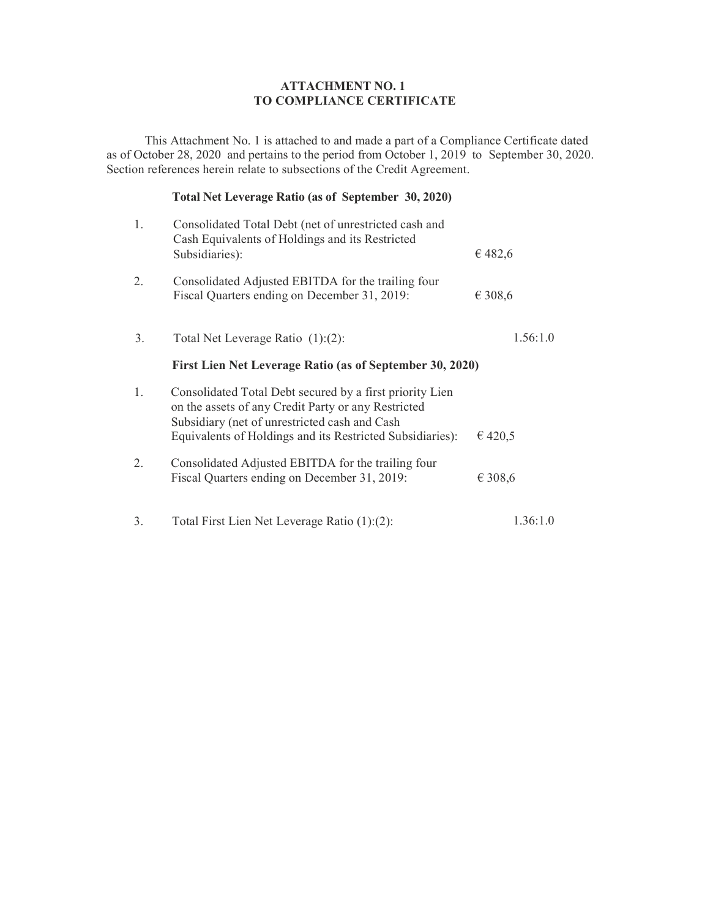**ATTACHMENT NO. 1**
**TO COMPLIANCE CERTIFICATE**

This Attachment No. 1 is attached to and made a part of a Compliance Certificate dated as of October 28, 2020 and pertains to the period from October 1, 2019 to September 30, 2020. Section references herein relate to subsections of the Credit Agreement.

**Total Net Leverage Ratio (as of September 30, 2020)**

| | | | |
|---|---|---|---|
| 1. | Consolidated Total Debt (net of unrestricted cash and Cash Equivalents of Holdings and its Restricted Subsidiaries): | € 482,6 | |
| 2. | Consolidated Adjusted EBITDA for the trailing four Fiscal Quarters ending on December 31, 2019: | € 308,6 | |
| 3. | Total Net Leverage Ratio (1):(2): | | 1.56:1.0 |

**First Lien Net Leverage Ratio (as of September 30, 2020)**

| | | | |
|---|---|---|---|
| 1. | Consolidated Total Debt secured by a first priority Lien on the assets of any Credit Party or any Restricted Subsidiary (net of unrestricted cash and Cash Equivalents of Holdings and its Restricted Subsidiaries): | € 420,5 | |
| 2. | Consolidated Adjusted EBITDA for the trailing four Fiscal Quarters ending on December 31, 2019: | € 308,6 | |
| 3. | Total First Lien Net Leverage Ratio (1):(2): | | 1.36:1.0 |